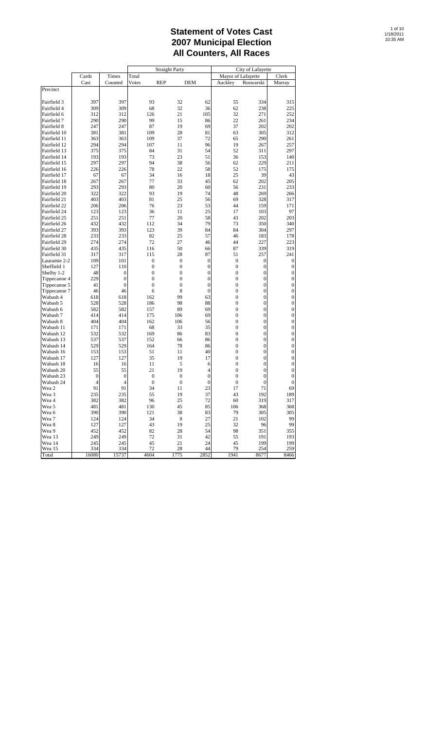# Statement of Votes Cast
# 2007 Municipal Election
# All Counters, All Races

| | Cards | Times | Straight Party | | | City of Lafayette | | |
|---|---|---|---|---|---|---|---|---|
| | | | | | | Mayor of Lafayette | | Clerk |
| Precinct | Cast | Counted | Total Votes | REP | DEM | Auckley | Roswarski | Murray |
| Fairfield 3 | 397 | 397 | 93 | 32 | 62 | 55 | 334 | 315 |
| Fairfield 4 | 309 | 309 | 68 | 32 | 36 | 62 | 238 | 225 |
| Fairfield 6 | 312 | 312 | 126 | 21 | 105 | 32 | 271 | 252 |
| Fairfield 7 | 290 | 290 | 99 | 15 | 86 | 22 | 261 | 234 |
| Fairfield 8 | 247 | 247 | 87 | 19 | 69 | 37 | 202 | 202 |
| Fairfield 10 | 381 | 381 | 109 | 28 | 81 | 63 | 305 | 312 |
| Fairfield 11 | 363 | 363 | 109 | 37 | 72 | 65 | 290 | 261 |
| Fairfield 12 | 294 | 294 | 107 | 11 | 96 | 19 | 267 | 257 |
| Fairfield 13 | 375 | 375 | 84 | 31 | 54 | 52 | 311 | 297 |
| Fairfield 14 | 193 | 193 | 73 | 23 | 51 | 36 | 153 | 140 |
| Fairfield 15 | 297 | 297 | 94 | 38 | 56 | 62 | 229 | 211 |
| Fairfield 16 | 226 | 226 | 78 | 22 | 58 | 52 | 175 | 175 |
| Fairfield 17 | 67 | 67 | 34 | 16 | 18 | 25 | 39 | 43 |
| Fairfield 18 | 267 | 267 | 77 | 33 | 45 | 62 | 202 | 205 |
| Fairfield 19 | 293 | 293 | 80 | 20 | 60 | 56 | 231 | 233 |
| Fairfield 20 | 322 | 322 | 93 | 19 | 74 | 48 | 269 | 266 |
| Fairfield 21 | 403 | 403 | 81 | 25 | 56 | 69 | 328 | 317 |
| Fairfield 22 | 206 | 206 | 76 | 23 | 53 | 44 | 159 | 171 |
| Fairfield 24 | 123 | 123 | 36 | 11 | 25 | 17 | 103 | 97 |
| Fairfield 25 | 251 | 251 | 77 | 20 | 58 | 43 | 202 | 203 |
| Fairfield 26 | 432 | 432 | 112 | 34 | 79 | 73 | 350 | 340 |
| Fairfield 27 | 393 | 393 | 123 | 39 | 84 | 84 | 304 | 297 |
| Fairfield 28 | 233 | 233 | 82 | 25 | 57 | 46 | 183 | 178 |
| Fairfield 29 | 274 | 274 | 72 | 27 | 46 | 44 | 227 | 223 |
| Fairfield 30 | 435 | 435 | 116 | 50 | 66 | 87 | 339 | 319 |
| Fairfield 31 | 317 | 317 | 115 | 28 | 87 | 51 | 257 | 241 |
| Lauramie 2-2 | 109 | 101 | 0 | 0 | 0 | 0 | 0 | 0 |
| Sheffield 1 | 127 | 110 | 0 | 0 | 0 | 0 | 0 | 0 |
| Shelby 1-2 | 48 | 0 | 0 | 0 | 0 | 0 | 0 | 0 |
| Tippecanoe 4 | 229 | 0 | 0 | 0 | 0 | 0 | 0 | 0 |
| Tippecanoe 5 | 41 | 0 | 0 | 0 | 0 | 0 | 0 | 0 |
| Tippecanoe 7 | 46 | 46 | 6 | 8 | 0 | 0 | 0 | 0 |
| Wabash 4 | 618 | 618 | 162 | 99 | 63 | 0 | 0 | 0 |
| Wabash 5 | 528 | 528 | 186 | 98 | 88 | 0 | 0 | 0 |
| Wabash 6 | 582 | 582 | 157 | 89 | 69 | 0 | 0 | 0 |
| Wabash 7 | 414 | 414 | 175 | 106 | 69 | 0 | 0 | 0 |
| Wabash 8 | 404 | 404 | 162 | 106 | 56 | 0 | 0 | 0 |
| Wabash 11 | 171 | 171 | 68 | 33 | 35 | 0 | 0 | 0 |
| Wabash 12 | 532 | 532 | 169 | 86 | 83 | 0 | 0 | 0 |
| Wabash 13 | 537 | 537 | 152 | 66 | 86 | 0 | 0 | 0 |
| Wabash 14 | 529 | 529 | 164 | 78 | 86 | 0 | 0 | 0 |
| Wabash 16 | 153 | 153 | 51 | 11 | 40 | 0 | 0 | 0 |
| Wabash 17 | 127 | 127 | 35 | 19 | 17 | 0 | 0 | 0 |
| Wabash 18 | 16 | 16 | 11 | 5 | 6 | 0 | 0 | 0 |
| Wabash 20 | 55 | 55 | 21 | 19 | 4 | 0 | 0 | 0 |
| Wabash 23 | 0 | 0 | 0 | 0 | 0 | 0 | 0 | 0 |
| Wabash 24 | 4 | 4 | 0 | 0 | 0 | 0 | 0 | 0 |
| Wea 2 | 91 | 91 | 34 | 11 | 23 | 17 | 71 | 69 |
| Wea 3 | 235 | 235 | 55 | 19 | 37 | 43 | 192 | 189 |
| Wea 4 | 382 | 382 | 96 | 25 | 72 | 60 | 319 | 317 |
| Wea 5 | 481 | 481 | 130 | 45 | 85 | 106 | 368 | 368 |
| Wea 6 | 390 | 390 | 121 | 38 | 83 | 79 | 305 | 305 |
| Wea 7 | 124 | 124 | 34 | 8 | 27 | 21 | 102 | 99 |
| Wea 8 | 127 | 127 | 43 | 19 | 25 | 32 | 96 | 99 |
| Wea 9 | 452 | 452 | 82 | 28 | 54 | 98 | 351 | 355 |
| Wea 13 | 249 | 249 | 72 | 31 | 42 | 55 | 191 | 193 |
| Wea 14 | 245 | 245 | 45 | 21 | 24 | 45 | 199 | 199 |
| Wea 15 | 334 | 334 | 72 | 28 | 44 | 79 | 254 | 259 |
| Total | 16080 | 15737 | 4604 | 1775 | 2852 | 1941 | 8677 | 8466 |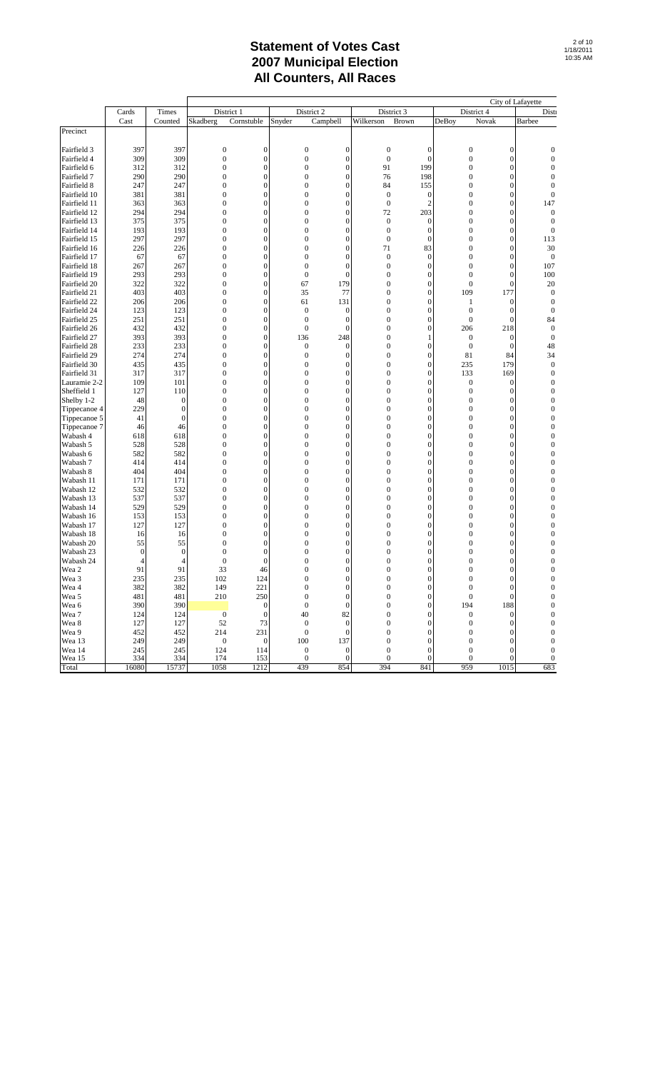# Statement of Votes Cast
# 2007 Municipal Election
# All Counters, All Races

| | Cards | Times | City of Lafayette | | | | | | | | | |
|---|---|---|---|---|---|---|---|---|---|---|---|---|
| | Cast | Counted | District 1 | | District 2 | | District 3 | | District 4 | | Dist |
| | | | Skadberg | Cornstuble | Snyder | Campbell | Wilkerson | Brown | DeBoy | Novak | Barbee |
| Precinct | | | | | | | | | | | |
| Fairfield 3 | 397 | 397 | 0 | 0 | 0 | 0 | 0 | 0 | 0 | 0 | 0 |
| Fairfield 4 | 309 | 309 | 0 | 0 | 0 | 0 | 0 | 0 | 0 | 0 | 0 |
| Fairfield 6 | 312 | 312 | 0 | 0 | 0 | 0 | 91 | 199 | 0 | 0 | 0 |
| Fairfield 7 | 290 | 290 | 0 | 0 | 0 | 0 | 76 | 198 | 0 | 0 | 0 |
| Fairfield 8 | 247 | 247 | 0 | 0 | 0 | 0 | 84 | 155 | 0 | 0 | 0 |
| Fairfield 10 | 381 | 381 | 0 | 0 | 0 | 0 | 0 | 0 | 0 | 0 | 0 |
| Fairfield 11 | 363 | 363 | 0 | 0 | 0 | 0 | 0 | 2 | 0 | 0 | 147 |
| Fairfield 12 | 294 | 294 | 0 | 0 | 0 | 0 | 72 | 203 | 0 | 0 | 0 |
| Fairfield 13 | 375 | 375 | 0 | 0 | 0 | 0 | 0 | 0 | 0 | 0 | 0 |
| Fairfield 14 | 193 | 193 | 0 | 0 | 0 | 0 | 0 | 0 | 0 | 0 | 0 |
| Fairfield 15 | 297 | 297 | 0 | 0 | 0 | 0 | 0 | 0 | 0 | 0 | 113 |
| Fairfield 16 | 226 | 226 | 0 | 0 | 0 | 0 | 71 | 83 | 0 | 0 | 30 |
| Fairfield 17 | 67 | 67 | 0 | 0 | 0 | 0 | 0 | 0 | 0 | 0 | 0 |
| Fairfield 18 | 267 | 267 | 0 | 0 | 0 | 0 | 0 | 0 | 0 | 0 | 107 |
| Fairfield 19 | 293 | 293 | 0 | 0 | 0 | 0 | 0 | 0 | 0 | 0 | 100 |
| Fairfield 20 | 322 | 322 | 0 | 0 | 67 | 179 | 0 | 0 | 0 | 0 | 20 |
| Fairfield 21 | 403 | 403 | 0 | 0 | 35 | 77 | 0 | 0 | 109 | 177 | 0 |
| Fairfield 22 | 206 | 206 | 0 | 0 | 61 | 131 | 0 | 0 | 1 | 0 | 0 |
| Fairfield 24 | 123 | 123 | 0 | 0 | 0 | 0 | 0 | 0 | 0 | 0 | 0 |
| Fairfield 25 | 251 | 251 | 0 | 0 | 0 | 0 | 0 | 0 | 0 | 0 | 84 |
| Fairfield 26 | 432 | 432 | 0 | 0 | 0 | 0 | 0 | 0 | 206 | 218 | 0 |
| Fairfield 27 | 393 | 393 | 0 | 0 | 136 | 248 | 0 | 1 | 0 | 0 | 0 |
| Fairfield 28 | 233 | 233 | 0 | 0 | 0 | 0 | 0 | 0 | 0 | 0 | 48 |
| Fairfield 29 | 274 | 274 | 0 | 0 | 0 | 0 | 0 | 0 | 81 | 84 | 34 |
| Fairfield 30 | 435 | 435 | 0 | 0 | 0 | 0 | 0 | 0 | 235 | 179 | 0 |
| Fairfield 31 | 317 | 317 | 0 | 0 | 0 | 0 | 0 | 0 | 133 | 169 | 0 |
| Lauramie 2-2 | 109 | 101 | 0 | 0 | 0 | 0 | 0 | 0 | 0 | 0 | 0 |
| Sheffield 1 | 127 | 110 | 0 | 0 | 0 | 0 | 0 | 0 | 0 | 0 | 0 |
| Shelby 1-2 | 48 | 0 | 0 | 0 | 0 | 0 | 0 | 0 | 0 | 0 | 0 |
| Tippecanoe 4 | 229 | 0 | 0 | 0 | 0 | 0 | 0 | 0 | 0 | 0 | 0 |
| Tippecanoe 5 | 41 | 0 | 0 | 0 | 0 | 0 | 0 | 0 | 0 | 0 | 0 |
| Tippecanoe 7 | 46 | 46 | 0 | 0 | 0 | 0 | 0 | 0 | 0 | 0 | 0 |
| Wabash 4 | 618 | 618 | 0 | 0 | 0 | 0 | 0 | 0 | 0 | 0 | 0 |
| Wabash 5 | 528 | 528 | 0 | 0 | 0 | 0 | 0 | 0 | 0 | 0 | 0 |
| Wabash 6 | 582 | 582 | 0 | 0 | 0 | 0 | 0 | 0 | 0 | 0 | 0 |
| Wabash 7 | 414 | 414 | 0 | 0 | 0 | 0 | 0 | 0 | 0 | 0 | 0 |
| Wabash 8 | 404 | 404 | 0 | 0 | 0 | 0 | 0 | 0 | 0 | 0 | 0 |
| Wabash 11 | 171 | 171 | 0 | 0 | 0 | 0 | 0 | 0 | 0 | 0 | 0 |
| Wabash 12 | 532 | 532 | 0 | 0 | 0 | 0 | 0 | 0 | 0 | 0 | 0 |
| Wabash 13 | 537 | 537 | 0 | 0 | 0 | 0 | 0 | 0 | 0 | 0 | 0 |
| Wabash 14 | 529 | 529 | 0 | 0 | 0 | 0 | 0 | 0 | 0 | 0 | 0 |
| Wabash 16 | 153 | 153 | 0 | 0 | 0 | 0 | 0 | 0 | 0 | 0 | 0 |
| Wabash 17 | 127 | 127 | 0 | 0 | 0 | 0 | 0 | 0 | 0 | 0 | 0 |
| Wabash 18 | 16 | 16 | 0 | 0 | 0 | 0 | 0 | 0 | 0 | 0 | 0 |
| Wabash 20 | 55 | 55 | 0 | 0 | 0 | 0 | 0 | 0 | 0 | 0 | 0 |
| Wabash 23 | 0 | 0 | 0 | 0 | 0 | 0 | 0 | 0 | 0 | 0 | 0 |
| Wabash 24 | 4 | 4 | 0 | 0 | 0 | 0 | 0 | 0 | 0 | 0 | 0 |
| Wea 2 | 91 | 91 | 33 | 46 | 0 | 0 | 0 | 0 | 0 | 0 | 0 |
| Wea 3 | 235 | 235 | 102 | 124 | 0 | 0 | 0 | 0 | 0 | 0 | 0 |
| Wea 4 | 382 | 382 | 149 | 221 | 0 | 0 | 0 | 0 | 0 | 0 | 0 |
| Wea 5 | 481 | 481 | 210 | 250 | 0 | 0 | 0 | 0 | 0 | 0 | 0 |
| Wea 6 | 390 | 390 | | 0 | 0 | 0 | 0 | 0 | 194 | 188 | 0 |
| Wea 7 | 124 | 124 | 0 | 0 | 40 | 82 | 0 | 0 | 0 | 0 | 0 |
| Wea 8 | 127 | 127 | 52 | 73 | 0 | 0 | 0 | 0 | 0 | 0 | 0 |
| Wea 9 | 452 | 452 | 214 | 231 | 0 | 0 | 0 | 0 | 0 | 0 | 0 |
| Wea 13 | 249 | 249 | 0 | 0 | 100 | 137 | 0 | 0 | 0 | 0 | 0 |
| Wea 14 | 245 | 245 | 124 | 114 | 0 | 0 | 0 | 0 | 0 | 0 | 0 |
| Wea 15 | 334 | 334 | 174 | 153 | 0 | 0 | 0 | 0 | 0 | 0 | 0 |
| Total | 16080 | 15737 | 1058 | 1212 | 439 | 854 | 394 | 841 | 959 | 1015 | 683 |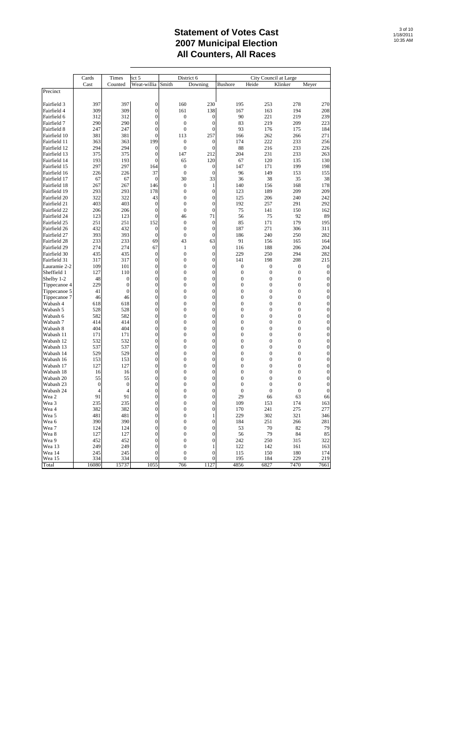# Statement of Votes Cast
# 2007 Municipal Election
# All Counters, All Races

| | Cards | Times | ict 5 | District 6 | | City Council at Large | | | |
|---|---|---|---|---|---|---|---|---|---|
| | Cast | Counted | Weat-willia | Smith | Downing | Bushore | Heide | Klinker | Meyer |
| Precinct | | | | | | | | | |
| Fairfield 3 | 397 | 397 | 0 | 160 | 230 | 195 | 253 | 278 | 270 |
| Fairfield 4 | 309 | 309 | 0 | 161 | 138 | 167 | 163 | 194 | 208 |
| Fairfield 6 | 312 | 312 | 0 | 0 | 0 | 90 | 221 | 219 | 239 |
| Fairfield 7 | 290 | 290 | 0 | 0 | 0 | 83 | 219 | 209 | 223 |
| Fairfield 8 | 247 | 247 | 0 | 0 | 0 | 93 | 176 | 175 | 184 |
| Fairfield 10 | 381 | 381 | 0 | 113 | 257 | 166 | 262 | 266 | 271 |
| Fairfield 11 | 363 | 363 | 199 | 0 | 0 | 174 | 222 | 233 | 256 |
| Fairfield 12 | 294 | 294 | 0 | 0 | 0 | 88 | 216 | 233 | 226 |
| Fairfield 13 | 375 | 375 | 0 | 147 | 212 | 204 | 231 | 233 | 263 |
| Fairfield 14 | 193 | 193 | 0 | 65 | 120 | 67 | 120 | 135 | 130 |
| Fairfield 15 | 297 | 297 | 164 | 0 | 0 | 147 | 171 | 199 | 198 |
| Fairfield 16 | 226 | 226 | 37 | 0 | 0 | 96 | 149 | 153 | 155 |
| Fairfield 17 | 67 | 67 | 0 | 30 | 33 | 36 | 38 | 35 | 38 |
| Fairfield 18 | 267 | 267 | 146 | 0 | 1 | 140 | 156 | 168 | 178 |
| Fairfield 19 | 293 | 293 | 178 | 0 | 0 | 123 | 189 | 209 | 209 |
| Fairfield 20 | 322 | 322 | 43 | 0 | 0 | 125 | 206 | 240 | 242 |
| Fairfield 21 | 403 | 403 | 0 | 0 | 0 | 192 | 257 | 291 | 292 |
| Fairfield 22 | 206 | 206 | 0 | 0 | 0 | 75 | 141 | 150 | 162 |
| Fairfield 24 | 123 | 123 | 0 | 46 | 71 | 56 | 75 | 92 | 89 |
| Fairfield 25 | 251 | 251 | 152 | 0 | 0 | 85 | 171 | 179 | 195 |
| Fairfield 26 | 432 | 432 | 0 | 0 | 0 | 187 | 271 | 306 | 311 |
| Fairfield 27 | 393 | 393 | 0 | 0 | 0 | 186 | 240 | 250 | 282 |
| Fairfield 28 | 233 | 233 | 69 | 43 | 63 | 91 | 156 | 165 | 164 |
| Fairfield 29 | 274 | 274 | 67 | 1 | 0 | 116 | 188 | 206 | 204 |
| Fairfield 30 | 435 | 435 | 0 | 0 | 0 | 229 | 250 | 294 | 282 |
| Fairfield 31 | 317 | 317 | 0 | 0 | 0 | 141 | 198 | 208 | 215 |
| Lauramie 2-2 | 109 | 101 | 0 | 0 | 0 | 0 | 0 | 0 | 0 |
| Sheffield 1 | 127 | 110 | 0 | 0 | 0 | 0 | 0 | 0 | 0 |
| Shelby 1-2 | 48 | 0 | 0 | 0 | 0 | 0 | 0 | 0 | 0 |
| Tippecanoe 4 | 229 | 0 | 0 | 0 | 0 | 0 | 0 | 0 | 0 |
| Tippecanoe 5 | 41 | 0 | 0 | 0 | 0 | 0 | 0 | 0 | 0 |
| Tippecanoe 7 | 46 | 46 | 0 | 0 | 0 | 0 | 0 | 0 | 0 |
| Wabash 4 | 618 | 618 | 0 | 0 | 0 | 0 | 0 | 0 | 0 |
| Wabash 5 | 528 | 528 | 0 | 0 | 0 | 0 | 0 | 0 | 0 |
| Wabash 6 | 582 | 582 | 0 | 0 | 0 | 0 | 0 | 0 | 0 |
| Wabash 7 | 414 | 414 | 0 | 0 | 0 | 0 | 0 | 0 | 0 |
| Wabash 8 | 404 | 404 | 0 | 0 | 0 | 0 | 0 | 0 | 0 |
| Wabash 11 | 171 | 171 | 0 | 0 | 0 | 0 | 0 | 0 | 0 |
| Wabash 12 | 532 | 532 | 0 | 0 | 0 | 0 | 0 | 0 | 0 |
| Wabash 13 | 537 | 537 | 0 | 0 | 0 | 0 | 0 | 0 | 0 |
| Wabash 14 | 529 | 529 | 0 | 0 | 0 | 0 | 0 | 0 | 0 |
| Wabash 16 | 153 | 153 | 0 | 0 | 0 | 0 | 0 | 0 | 0 |
| Wabash 17 | 127 | 127 | 0 | 0 | 0 | 0 | 0 | 0 | 0 |
| Wabash 18 | 16 | 16 | 0 | 0 | 0 | 0 | 0 | 0 | 0 |
| Wabash 20 | 55 | 55 | 0 | 0 | 0 | 0 | 0 | 0 | 0 |
| Wabash 23 | 0 | 0 | 0 | 0 | 0 | 0 | 0 | 0 | 0 |
| Wabash 24 | 4 | 4 | 0 | 0 | 0 | 0 | 0 | 0 | 0 |
| Wea 2 | 91 | 91 | 0 | 0 | 0 | 29 | 66 | 63 | 66 |
| Wea 3 | 235 | 235 | 0 | 0 | 0 | 109 | 153 | 174 | 163 |
| Wea 4 | 382 | 382 | 0 | 0 | 0 | 170 | 241 | 275 | 277 |
| Wea 5 | 481 | 481 | 0 | 0 | 1 | 229 | 302 | 321 | 346 |
| Wea 6 | 390 | 390 | 0 | 0 | 0 | 184 | 251 | 266 | 281 |
| Wea 7 | 124 | 124 | 0 | 0 | 0 | 53 | 70 | 82 | 79 |
| Wea 8 | 127 | 127 | 0 | 0 | 0 | 56 | 79 | 84 | 85 |
| Wea 9 | 452 | 452 | 0 | 0 | 0 | 242 | 250 | 315 | 322 |
| Wea 13 | 249 | 249 | 0 | 0 | 1 | 122 | 142 | 161 | 163 |
| Wea 14 | 245 | 245 | 0 | 0 | 0 | 115 | 150 | 180 | 174 |
| Wea 15 | 334 | 334 | 0 | 0 | 0 | 195 | 184 | 229 | 219 |
| Total | 16080 | 15737 | 1055 | 766 | 1127 | 4856 | 6827 | 7470 | 7661 |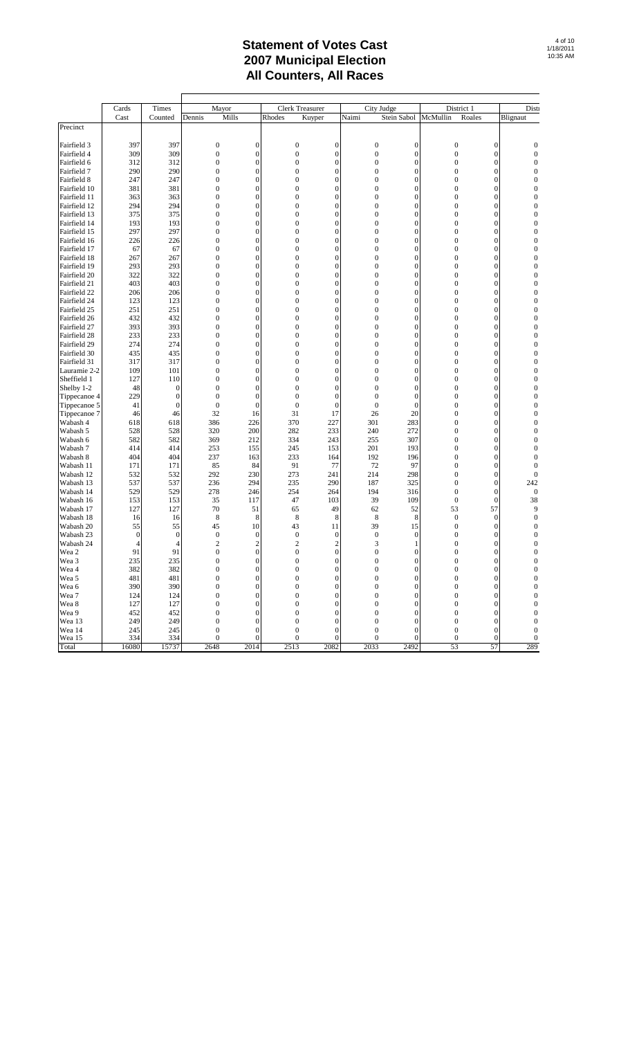# Statement of Votes Cast
# 2007 Municipal Election
# All Counters, All Races

| | Cards | Times | Mayor | | Clerk Treasurer | | City Judge | | District 1 | | Dist |
|---|---|---|---|---|---|---|---|---|---|---|---|
| | Cast | Counted | Dennis | Mills | Rhodes | Kuyper | Naimi | Stein Sabol | McMullin | Roales | Blignaut |
| Precinct | | | | | | | | | | | |
| Fairfield 3 | 397 | 397 | 0 | 0 | 0 | 0 | 0 | 0 | 0 | 0 | 0 |
| Fairfield 4 | 309 | 309 | 0 | 0 | 0 | 0 | 0 | 0 | 0 | 0 | 0 |
| Fairfield 6 | 312 | 312 | 0 | 0 | 0 | 0 | 0 | 0 | 0 | 0 | 0 |
| Fairfield 7 | 290 | 290 | 0 | 0 | 0 | 0 | 0 | 0 | 0 | 0 | 0 |
| Fairfield 8 | 247 | 247 | 0 | 0 | 0 | 0 | 0 | 0 | 0 | 0 | 0 |
| Fairfield 10 | 381 | 381 | 0 | 0 | 0 | 0 | 0 | 0 | 0 | 0 | 0 |
| Fairfield 11 | 363 | 363 | 0 | 0 | 0 | 0 | 0 | 0 | 0 | 0 | 0 |
| Fairfield 12 | 294 | 294 | 0 | 0 | 0 | 0 | 0 | 0 | 0 | 0 | 0 |
| Fairfield 13 | 375 | 375 | 0 | 0 | 0 | 0 | 0 | 0 | 0 | 0 | 0 |
| Fairfield 14 | 193 | 193 | 0 | 0 | 0 | 0 | 0 | 0 | 0 | 0 | 0 |
| Fairfield 15 | 297 | 297 | 0 | 0 | 0 | 0 | 0 | 0 | 0 | 0 | 0 |
| Fairfield 16 | 226 | 226 | 0 | 0 | 0 | 0 | 0 | 0 | 0 | 0 | 0 |
| Fairfield 17 | 67 | 67 | 0 | 0 | 0 | 0 | 0 | 0 | 0 | 0 | 0 |
| Fairfield 18 | 267 | 267 | 0 | 0 | 0 | 0 | 0 | 0 | 0 | 0 | 0 |
| Fairfield 19 | 293 | 293 | 0 | 0 | 0 | 0 | 0 | 0 | 0 | 0 | 0 |
| Fairfield 20 | 322 | 322 | 0 | 0 | 0 | 0 | 0 | 0 | 0 | 0 | 0 |
| Fairfield 21 | 403 | 403 | 0 | 0 | 0 | 0 | 0 | 0 | 0 | 0 | 0 |
| Fairfield 22 | 206 | 206 | 0 | 0 | 0 | 0 | 0 | 0 | 0 | 0 | 0 |
| Fairfield 24 | 123 | 123 | 0 | 0 | 0 | 0 | 0 | 0 | 0 | 0 | 0 |
| Fairfield 25 | 251 | 251 | 0 | 0 | 0 | 0 | 0 | 0 | 0 | 0 | 0 |
| Fairfield 26 | 432 | 432 | 0 | 0 | 0 | 0 | 0 | 0 | 0 | 0 | 0 |
| Fairfield 27 | 393 | 393 | 0 | 0 | 0 | 0 | 0 | 0 | 0 | 0 | 0 |
| Fairfield 28 | 233 | 233 | 0 | 0 | 0 | 0 | 0 | 0 | 0 | 0 | 0 |
| Fairfield 29 | 274 | 274 | 0 | 0 | 0 | 0 | 0 | 0 | 0 | 0 | 0 |
| Fairfield 30 | 435 | 435 | 0 | 0 | 0 | 0 | 0 | 0 | 0 | 0 | 0 |
| Fairfield 31 | 317 | 317 | 0 | 0 | 0 | 0 | 0 | 0 | 0 | 0 | 0 |
| Lauramie 2-2 | 109 | 101 | 0 | 0 | 0 | 0 | 0 | 0 | 0 | 0 | 0 |
| Sheffield 1 | 127 | 110 | 0 | 0 | 0 | 0 | 0 | 0 | 0 | 0 | 0 |
| Shelby 1-2 | 48 | 0 | 0 | 0 | 0 | 0 | 0 | 0 | 0 | 0 | 0 |
| Tippecanoe 4 | 229 | 0 | 0 | 0 | 0 | 0 | 0 | 0 | 0 | 0 | 0 |
| Tippecanoe 5 | 41 | 0 | 0 | 0 | 0 | 0 | 0 | 0 | 0 | 0 | 0 |
| Tippecanoe 7 | 46 | 46 | 32 | 16 | 31 | 17 | 26 | 20 | 0 | 0 | 0 |
| Wabash 4 | 618 | 618 | 386 | 226 | 370 | 227 | 301 | 283 | 0 | 0 | 0 |
| Wabash 5 | 528 | 528 | 320 | 200 | 282 | 233 | 240 | 272 | 0 | 0 | 0 |
| Wabash 6 | 582 | 582 | 369 | 212 | 334 | 243 | 255 | 307 | 0 | 0 | 0 |
| Wabash 7 | 414 | 414 | 253 | 155 | 245 | 153 | 201 | 193 | 0 | 0 | 0 |
| Wabash 8 | 404 | 404 | 237 | 163 | 233 | 164 | 192 | 196 | 0 | 0 | 0 |
| Wabash 11 | 171 | 171 | 85 | 84 | 91 | 77 | 72 | 97 | 0 | 0 | 0 |
| Wabash 12 | 532 | 532 | 292 | 230 | 273 | 241 | 214 | 298 | 0 | 0 | 0 |
| Wabash 13 | 537 | 537 | 236 | 294 | 235 | 290 | 187 | 325 | 0 | 0 | 242 |
| Wabash 14 | 529 | 529 | 278 | 246 | 254 | 264 | 194 | 316 | 0 | 0 | 0 |
| Wabash 16 | 153 | 153 | 35 | 117 | 47 | 103 | 39 | 109 | 0 | 0 | 38 |
| Wabash 17 | 127 | 127 | 70 | 51 | 65 | 49 | 62 | 52 | 53 | 57 | 9 |
| Wabash 18 | 16 | 16 | 8 | 8 | 8 | 8 | 8 | 8 | 0 | 0 | 0 |
| Wabash 20 | 55 | 55 | 45 | 10 | 43 | 11 | 39 | 15 | 0 | 0 | 0 |
| Wabash 23 | 0 | 0 | 0 | 0 | 0 | 0 | 0 | 0 | 0 | 0 | 0 |
| Wabash 24 | 4 | 4 | 2 | 2 | 2 | 2 | 3 | 1 | 0 | 0 | 0 |
| Wea 2 | 91 | 91 | 0 | 0 | 0 | 0 | 0 | 0 | 0 | 0 | 0 |
| Wea 3 | 235 | 235 | 0 | 0 | 0 | 0 | 0 | 0 | 0 | 0 | 0 |
| Wea 4 | 382 | 382 | 0 | 0 | 0 | 0 | 0 | 0 | 0 | 0 | 0 |
| Wea 5 | 481 | 481 | 0 | 0 | 0 | 0 | 0 | 0 | 0 | 0 | 0 |
| Wea 6 | 390 | 390 | 0 | 0 | 0 | 0 | 0 | 0 | 0 | 0 | 0 |
| Wea 7 | 124 | 124 | 0 | 0 | 0 | 0 | 0 | 0 | 0 | 0 | 0 |
| Wea 8 | 127 | 127 | 0 | 0 | 0 | 0 | 0 | 0 | 0 | 0 | 0 |
| Wea 9 | 452 | 452 | 0 | 0 | 0 | 0 | 0 | 0 | 0 | 0 | 0 |
| Wea 13 | 249 | 249 | 0 | 0 | 0 | 0 | 0 | 0 | 0 | 0 | 0 |
| Wea 14 | 245 | 245 | 0 | 0 | 0 | 0 | 0 | 0 | 0 | 0 | 0 |
| Wea 15 | 334 | 334 | 0 | 0 | 0 | 0 | 0 | 0 | 0 | 0 | 0 |
| Total | 16080 | 15737 | 2648 | 2014 | 2513 | 2082 | 2033 | 2492 | 53 | 57 | 289 |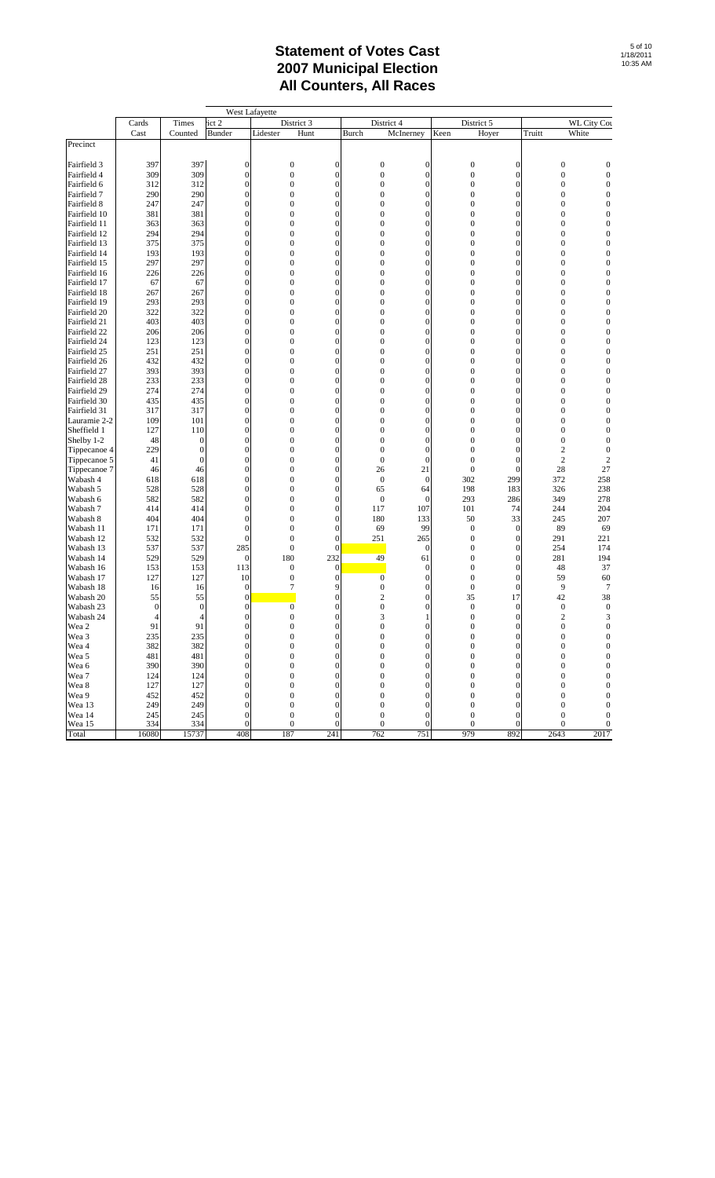# Statement of Votes Cast
# 2007 Municipal Election
# All Counters, All Races

| | Cards | Times | West Lafayette | | | | | | | | |
|---|---|---|---|---|---|---|---|---|---|---|---|
| | | | ict 2 | District 3 | | District 4 | | District 5 | | WL City Cou | |
| | Cast | Counted | Bunder | Lidester | Hunt | Burch | McInerney | Keen | Hoyer | Truitt | White |
| Precinct | | | | | | | | | | | |
| Fairfield 3 | 397 | 397 | 0 | 0 | 0 | 0 | 0 | 0 | 0 | 0 | 0 |
| Fairfield 4 | 309 | 309 | 0 | 0 | 0 | 0 | 0 | 0 | 0 | 0 | 0 |
| Fairfield 6 | 312 | 312 | 0 | 0 | 0 | 0 | 0 | 0 | 0 | 0 | 0 |
| Fairfield 7 | 290 | 290 | 0 | 0 | 0 | 0 | 0 | 0 | 0 | 0 | 0 |
| Fairfield 8 | 247 | 247 | 0 | 0 | 0 | 0 | 0 | 0 | 0 | 0 | 0 |
| Fairfield 10 | 381 | 381 | 0 | 0 | 0 | 0 | 0 | 0 | 0 | 0 | 0 |
| Fairfield 11 | 363 | 363 | 0 | 0 | 0 | 0 | 0 | 0 | 0 | 0 | 0 |
| Fairfield 12 | 294 | 294 | 0 | 0 | 0 | 0 | 0 | 0 | 0 | 0 | 0 |
| Fairfield 13 | 375 | 375 | 0 | 0 | 0 | 0 | 0 | 0 | 0 | 0 | 0 |
| Fairfield 14 | 193 | 193 | 0 | 0 | 0 | 0 | 0 | 0 | 0 | 0 | 0 |
| Fairfield 15 | 297 | 297 | 0 | 0 | 0 | 0 | 0 | 0 | 0 | 0 | 0 |
| Fairfield 16 | 226 | 226 | 0 | 0 | 0 | 0 | 0 | 0 | 0 | 0 | 0 |
| Fairfield 17 | 67 | 67 | 0 | 0 | 0 | 0 | 0 | 0 | 0 | 0 | 0 |
| Fairfield 18 | 267 | 267 | 0 | 0 | 0 | 0 | 0 | 0 | 0 | 0 | 0 |
| Fairfield 19 | 293 | 293 | 0 | 0 | 0 | 0 | 0 | 0 | 0 | 0 | 0 |
| Fairfield 20 | 322 | 322 | 0 | 0 | 0 | 0 | 0 | 0 | 0 | 0 | 0 |
| Fairfield 21 | 403 | 403 | 0 | 0 | 0 | 0 | 0 | 0 | 0 | 0 | 0 |
| Fairfield 22 | 206 | 206 | 0 | 0 | 0 | 0 | 0 | 0 | 0 | 0 | 0 |
| Fairfield 24 | 123 | 123 | 0 | 0 | 0 | 0 | 0 | 0 | 0 | 0 | 0 |
| Fairfield 25 | 251 | 251 | 0 | 0 | 0 | 0 | 0 | 0 | 0 | 0 | 0 |
| Fairfield 26 | 432 | 432 | 0 | 0 | 0 | 0 | 0 | 0 | 0 | 0 | 0 |
| Fairfield 27 | 393 | 393 | 0 | 0 | 0 | 0 | 0 | 0 | 0 | 0 | 0 |
| Fairfield 28 | 233 | 233 | 0 | 0 | 0 | 0 | 0 | 0 | 0 | 0 | 0 |
| Fairfield 29 | 274 | 274 | 0 | 0 | 0 | 0 | 0 | 0 | 0 | 0 | 0 |
| Fairfield 30 | 435 | 435 | 0 | 0 | 0 | 0 | 0 | 0 | 0 | 0 | 0 |
| Fairfield 31 | 317 | 317 | 0 | 0 | 0 | 0 | 0 | 0 | 0 | 0 | 0 |
| Lauramie 2-2 | 109 | 101 | 0 | 0 | 0 | 0 | 0 | 0 | 0 | 0 | 0 |
| Sheffield 1 | 127 | 110 | 0 | 0 | 0 | 0 | 0 | 0 | 0 | 0 | 0 |
| Shelby 1-2 | 48 | 0 | 0 | 0 | 0 | 0 | 0 | 0 | 0 | 0 | 0 |
| Tippecanoe 4 | 229 | 0 | 0 | 0 | 0 | 0 | 0 | 0 | 0 | 2 | 0 |
| Tippecanoe 5 | 41 | 0 | 0 | 0 | 0 | 0 | 0 | 0 | 0 | 2 | 2 |
| Tippecanoe 7 | 46 | 46 | 0 | 0 | 0 | 26 | 21 | 0 | 0 | 28 | 27 |
| Wabash 4 | 618 | 618 | 0 | 0 | 0 | 0 | 0 | 302 | 299 | 372 | 258 |
| Wabash 5 | 528 | 528 | 0 | 0 | 0 | 65 | 64 | 198 | 183 | 326 | 238 |
| Wabash 6 | 582 | 582 | 0 | 0 | 0 | 0 | 0 | 293 | 286 | 349 | 278 |
| Wabash 7 | 414 | 414 | 0 | 0 | 0 | 117 | 107 | 101 | 74 | 244 | 204 |
| Wabash 8 | 404 | 404 | 0 | 0 | 0 | 180 | 133 | 50 | 33 | 245 | 207 |
| Wabash 11 | 171 | 171 | 0 | 0 | 0 | 69 | 99 | 0 | 0 | 89 | 69 |
| Wabash 12 | 532 | 532 | 0 | 0 | 0 | 251 | 265 | 0 | 0 | 291 | 221 |
| Wabash 13 | 537 | 537 | 285 | 0 | 0 | | 0 | 0 | 0 | 254 | 174 |
| Wabash 14 | 529 | 529 | 0 | 180 | 232 | 49 | 61 | 0 | 0 | 281 | 194 |
| Wabash 16 | 153 | 153 | 113 | 0 | 0 | | 0 | 0 | 0 | 48 | 37 |
| Wabash 17 | 127 | 127 | 10 | 0 | 0 | 0 | 0 | 0 | 0 | 59 | 60 |
| Wabash 18 | 16 | 16 | 0 | 7 | 9 | 0 | 0 | 0 | 0 | 9 | 7 |
| Wabash 20 | 55 | 55 | 0 | | 0 | 2 | 0 | 35 | 17 | 42 | 38 |
| Wabash 23 | 0 | 0 | 0 | 0 | 0 | 0 | 0 | 0 | 0 | 0 | 0 |
| Wabash 24 | 4 | 4 | 0 | 0 | 0 | 3 | 1 | 0 | 0 | 2 | 3 |
| Wea 2 | 91 | 91 | 0 | 0 | 0 | 0 | 0 | 0 | 0 | 0 | 0 |
| Wea 3 | 235 | 235 | 0 | 0 | 0 | 0 | 0 | 0 | 0 | 0 | 0 |
| Wea 4 | 382 | 382 | 0 | 0 | 0 | 0 | 0 | 0 | 0 | 0 | 0 |
| Wea 5 | 481 | 481 | 0 | 0 | 0 | 0 | 0 | 0 | 0 | 0 | 0 |
| Wea 6 | 390 | 390 | 0 | 0 | 0 | 0 | 0 | 0 | 0 | 0 | 0 |
| Wea 7 | 124 | 124 | 0 | 0 | 0 | 0 | 0 | 0 | 0 | 0 | 0 |
| Wea 8 | 127 | 127 | 0 | 0 | 0 | 0 | 0 | 0 | 0 | 0 | 0 |
| Wea 9 | 452 | 452 | 0 | 0 | 0 | 0 | 0 | 0 | 0 | 0 | 0 |
| Wea 13 | 249 | 249 | 0 | 0 | 0 | 0 | 0 | 0 | 0 | 0 | 0 |
| Wea 14 | 245 | 245 | 0 | 0 | 0 | 0 | 0 | 0 | 0 | 0 | 0 |
| Wea 15 | 334 | 334 | 0 | 0 | 0 | 0 | 0 | 0 | 0 | 0 | 0 |
| Total | 16080 | 15737 | 408 | 187 | 241 | 762 | 751 | 979 | 892 | 2643 | 2017 |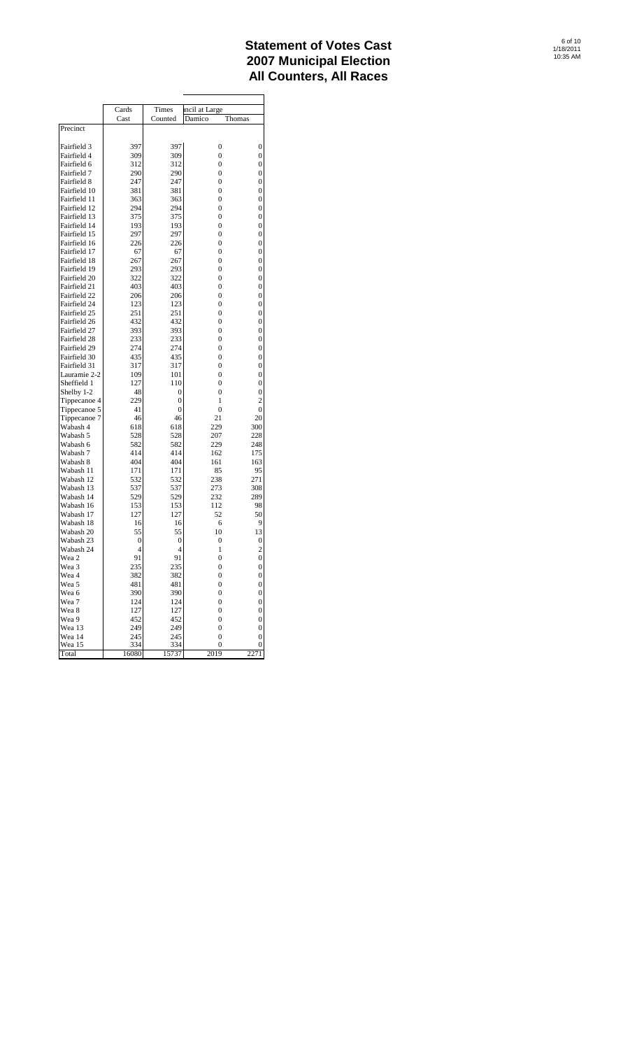# Statement of Votes Cast
# 2007 Municipal Election
# All Counters, All Races

| | Cards Cast | Times Counted | ncil at Large | |
|---|---|---|---|---|
| | | | Damico | Thomas |
| Precinct | | | | |
| Fairfield 3 | 397 | 397 | 0 | 0 |
| Fairfield 4 | 309 | 309 | 0 | 0 |
| Fairfield 6 | 312 | 312 | 0 | 0 |
| Fairfield 7 | 290 | 290 | 0 | 0 |
| Fairfield 8 | 247 | 247 | 0 | 0 |
| Fairfield 10 | 381 | 381 | 0 | 0 |
| Fairfield 11 | 363 | 363 | 0 | 0 |
| Fairfield 12 | 294 | 294 | 0 | 0 |
| Fairfield 13 | 375 | 375 | 0 | 0 |
| Fairfield 14 | 193 | 193 | 0 | 0 |
| Fairfield 15 | 297 | 297 | 0 | 0 |
| Fairfield 16 | 226 | 226 | 0 | 0 |
| Fairfield 17 | 67 | 67 | 0 | 0 |
| Fairfield 18 | 267 | 267 | 0 | 0 |
| Fairfield 19 | 293 | 293 | 0 | 0 |
| Fairfield 20 | 322 | 322 | 0 | 0 |
| Fairfield 21 | 403 | 403 | 0 | 0 |
| Fairfield 22 | 206 | 206 | 0 | 0 |
| Fairfield 24 | 123 | 123 | 0 | 0 |
| Fairfield 25 | 251 | 251 | 0 | 0 |
| Fairfield 26 | 432 | 432 | 0 | 0 |
| Fairfield 27 | 393 | 393 | 0 | 0 |
| Fairfield 28 | 233 | 233 | 0 | 0 |
| Fairfield 29 | 274 | 274 | 0 | 0 |
| Fairfield 30 | 435 | 435 | 0 | 0 |
| Fairfield 31 | 317 | 317 | 0 | 0 |
| Lauramie 2-2 | 109 | 101 | 0 | 0 |
| Sheffield 1 | 127 | 110 | 0 | 0 |
| Shelby 1-2 | 48 | 0 | 0 | 0 |
| Tippecanoe 4 | 229 | 0 | 1 | 2 |
| Tippecanoe 5 | 41 | 0 | 0 | 0 |
| Tippecanoe 7 | 46 | 46 | 21 | 20 |
| Wabash 4 | 618 | 618 | 229 | 300 |
| Wabash 5 | 528 | 528 | 207 | 228 |
| Wabash 6 | 582 | 582 | 229 | 248 |
| Wabash 7 | 414 | 414 | 162 | 175 |
| Wabash 8 | 404 | 404 | 161 | 163 |
| Wabash 11 | 171 | 171 | 85 | 95 |
| Wabash 12 | 532 | 532 | 238 | 271 |
| Wabash 13 | 537 | 537 | 273 | 308 |
| Wabash 14 | 529 | 529 | 232 | 289 |
| Wabash 16 | 153 | 153 | 112 | 98 |
| Wabash 17 | 127 | 127 | 52 | 50 |
| Wabash 18 | 16 | 16 | 6 | 9 |
| Wabash 20 | 55 | 55 | 10 | 13 |
| Wabash 23 | 0 | 0 | 0 | 0 |
| Wabash 24 | 4 | 4 | 1 | 2 |
| Wea 2 | 91 | 91 | 0 | 0 |
| Wea 3 | 235 | 235 | 0 | 0 |
| Wea 4 | 382 | 382 | 0 | 0 |
| Wea 5 | 481 | 481 | 0 | 0 |
| Wea 6 | 390 | 390 | 0 | 0 |
| Wea 7 | 124 | 124 | 0 | 0 |
| Wea 8 | 127 | 127 | 0 | 0 |
| Wea 9 | 452 | 452 | 0 | 0 |
| Wea 13 | 249 | 249 | 0 | 0 |
| Wea 14 | 245 | 245 | 0 | 0 |
| Wea 15 | 334 | 334 | 0 | 0 |
| Total | 16080 | 15737 | 2019 | 2271 |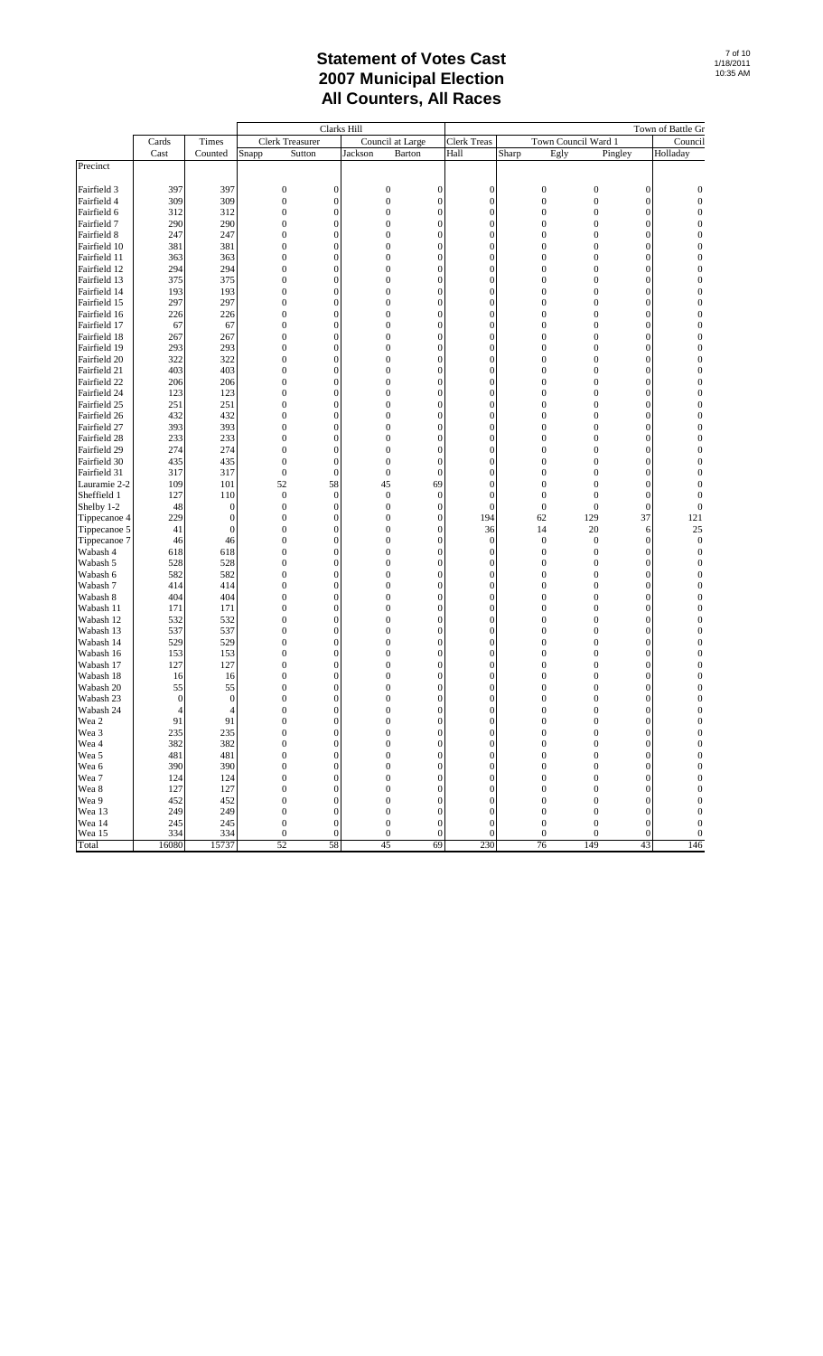# Statement of Votes Cast
# 2007 Municipal Election
# All Counters, All Races

| Precinct | Cards Cast | Times Counted | Clarks Hill | | | | Town of Battle Gr | | | | |
|---|---|---|---|---|---|---|---|---|---|---|---|
| | | | Clerk Treasurer | | Council at Large | | Clerk Treas | Town Council Ward 1 | | | Council |
| | | | Snapp | Sutton | Jackson | Barton | Hall | Sharp | Egly | Pingley | Holladay |
| Fairfield 3 | 397 | 397 | 0 | 0 | 0 | 0 | 0 | 0 | 0 | 0 | 0 |
| Fairfield 4 | 309 | 309 | 0 | 0 | 0 | 0 | 0 | 0 | 0 | 0 | 0 |
| Fairfield 6 | 312 | 312 | 0 | 0 | 0 | 0 | 0 | 0 | 0 | 0 | 0 |
| Fairfield 7 | 290 | 290 | 0 | 0 | 0 | 0 | 0 | 0 | 0 | 0 | 0 |
| Fairfield 8 | 247 | 247 | 0 | 0 | 0 | 0 | 0 | 0 | 0 | 0 | 0 |
| Fairfield 10 | 381 | 381 | 0 | 0 | 0 | 0 | 0 | 0 | 0 | 0 | 0 |
| Fairfield 11 | 363 | 363 | 0 | 0 | 0 | 0 | 0 | 0 | 0 | 0 | 0 |
| Fairfield 12 | 294 | 294 | 0 | 0 | 0 | 0 | 0 | 0 | 0 | 0 | 0 |
| Fairfield 13 | 375 | 375 | 0 | 0 | 0 | 0 | 0 | 0 | 0 | 0 | 0 |
| Fairfield 14 | 193 | 193 | 0 | 0 | 0 | 0 | 0 | 0 | 0 | 0 | 0 |
| Fairfield 15 | 297 | 297 | 0 | 0 | 0 | 0 | 0 | 0 | 0 | 0 | 0 |
| Fairfield 16 | 226 | 226 | 0 | 0 | 0 | 0 | 0 | 0 | 0 | 0 | 0 |
| Fairfield 17 | 67 | 67 | 0 | 0 | 0 | 0 | 0 | 0 | 0 | 0 | 0 |
| Fairfield 18 | 267 | 267 | 0 | 0 | 0 | 0 | 0 | 0 | 0 | 0 | 0 |
| Fairfield 19 | 293 | 293 | 0 | 0 | 0 | 0 | 0 | 0 | 0 | 0 | 0 |
| Fairfield 20 | 322 | 322 | 0 | 0 | 0 | 0 | 0 | 0 | 0 | 0 | 0 |
| Fairfield 21 | 403 | 403 | 0 | 0 | 0 | 0 | 0 | 0 | 0 | 0 | 0 |
| Fairfield 22 | 206 | 206 | 0 | 0 | 0 | 0 | 0 | 0 | 0 | 0 | 0 |
| Fairfield 24 | 123 | 123 | 0 | 0 | 0 | 0 | 0 | 0 | 0 | 0 | 0 |
| Fairfield 25 | 251 | 251 | 0 | 0 | 0 | 0 | 0 | 0 | 0 | 0 | 0 |
| Fairfield 26 | 432 | 432 | 0 | 0 | 0 | 0 | 0 | 0 | 0 | 0 | 0 |
| Fairfield 27 | 393 | 393 | 0 | 0 | 0 | 0 | 0 | 0 | 0 | 0 | 0 |
| Fairfield 28 | 233 | 233 | 0 | 0 | 0 | 0 | 0 | 0 | 0 | 0 | 0 |
| Fairfield 29 | 274 | 274 | 0 | 0 | 0 | 0 | 0 | 0 | 0 | 0 | 0 |
| Fairfield 30 | 435 | 435 | 0 | 0 | 0 | 0 | 0 | 0 | 0 | 0 | 0 |
| Fairfield 31 | 317 | 317 | 0 | 0 | 0 | 0 | 0 | 0 | 0 | 0 | 0 |
| Lauramie 2-2 | 109 | 101 | 52 | 58 | 45 | 69 | 0 | 0 | 0 | 0 | 0 |
| Sheffield 1 | 127 | 110 | 0 | 0 | 0 | 0 | 0 | 0 | 0 | 0 | 0 |
| Shelby 1-2 | 48 | 0 | 0 | 0 | 0 | 0 | 0 | 0 | 0 | 0 | 0 |
| Tippecanoe 4 | 229 | 0 | 0 | 0 | 0 | 0 | 194 | 62 | 129 | 37 | 121 |
| Tippecanoe 5 | 41 | 0 | 0 | 0 | 0 | 0 | 36 | 14 | 20 | 6 | 25 |
| Tippecanoe 7 | 46 | 46 | 0 | 0 | 0 | 0 | 0 | 0 | 0 | 0 | 0 |
| Wabash 4 | 618 | 618 | 0 | 0 | 0 | 0 | 0 | 0 | 0 | 0 | 0 |
| Wabash 5 | 528 | 528 | 0 | 0 | 0 | 0 | 0 | 0 | 0 | 0 | 0 |
| Wabash 6 | 582 | 582 | 0 | 0 | 0 | 0 | 0 | 0 | 0 | 0 | 0 |
| Wabash 7 | 414 | 414 | 0 | 0 | 0 | 0 | 0 | 0 | 0 | 0 | 0 |
| Wabash 8 | 404 | 404 | 0 | 0 | 0 | 0 | 0 | 0 | 0 | 0 | 0 |
| Wabash 11 | 171 | 171 | 0 | 0 | 0 | 0 | 0 | 0 | 0 | 0 | 0 |
| Wabash 12 | 532 | 532 | 0 | 0 | 0 | 0 | 0 | 0 | 0 | 0 | 0 |
| Wabash 13 | 537 | 537 | 0 | 0 | 0 | 0 | 0 | 0 | 0 | 0 | 0 |
| Wabash 14 | 529 | 529 | 0 | 0 | 0 | 0 | 0 | 0 | 0 | 0 | 0 |
| Wabash 16 | 153 | 153 | 0 | 0 | 0 | 0 | 0 | 0 | 0 | 0 | 0 |
| Wabash 17 | 127 | 127 | 0 | 0 | 0 | 0 | 0 | 0 | 0 | 0 | 0 |
| Wabash 18 | 16 | 16 | 0 | 0 | 0 | 0 | 0 | 0 | 0 | 0 | 0 |
| Wabash 20 | 55 | 55 | 0 | 0 | 0 | 0 | 0 | 0 | 0 | 0 | 0 |
| Wabash 23 | 0 | 0 | 0 | 0 | 0 | 0 | 0 | 0 | 0 | 0 | 0 |
| Wabash 24 | 4 | 4 | 0 | 0 | 0 | 0 | 0 | 0 | 0 | 0 | 0 |
| Wea 2 | 91 | 91 | 0 | 0 | 0 | 0 | 0 | 0 | 0 | 0 | 0 |
| Wea 3 | 235 | 235 | 0 | 0 | 0 | 0 | 0 | 0 | 0 | 0 | 0 |
| Wea 4 | 382 | 382 | 0 | 0 | 0 | 0 | 0 | 0 | 0 | 0 | 0 |
| Wea 5 | 481 | 481 | 0 | 0 | 0 | 0 | 0 | 0 | 0 | 0 | 0 |
| Wea 6 | 390 | 390 | 0 | 0 | 0 | 0 | 0 | 0 | 0 | 0 | 0 |
| Wea 7 | 124 | 124 | 0 | 0 | 0 | 0 | 0 | 0 | 0 | 0 | 0 |
| Wea 8 | 127 | 127 | 0 | 0 | 0 | 0 | 0 | 0 | 0 | 0 | 0 |
| Wea 9 | 452 | 452 | 0 | 0 | 0 | 0 | 0 | 0 | 0 | 0 | 0 |
| Wea 13 | 249 | 249 | 0 | 0 | 0 | 0 | 0 | 0 | 0 | 0 | 0 |
| Wea 14 | 245 | 245 | 0 | 0 | 0 | 0 | 0 | 0 | 0 | 0 | 0 |
| Wea 15 | 334 | 334 | 0 | 0 | 0 | 0 | 0 | 0 | 0 | 0 | 0 |
| Total | 16080 | 15737 | 52 | 58 | 45 | 69 | 230 | 76 | 149 | 43 | 146 |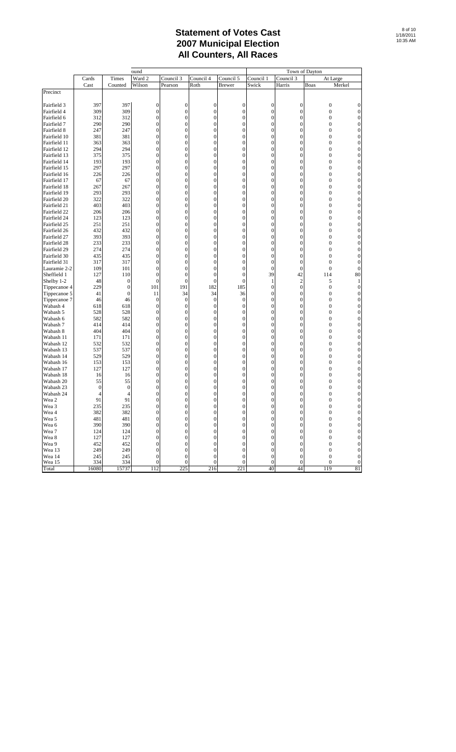# Statement of Votes Cast
# 2007 Municipal Election
# All Counters, All Races

| | Cards | Times | ound | | | | Town of Dayton | | | |
|---|---|---|---|---|---|---|---|---|---|---|
| | Cast | Counted | Ward 2 | Council 3 | Council 4 | Council 5 | Council 1 | Council 3 | At Large | |
| | | | Wilson | Pearson | Roth | Brewer | Swick | Harris | Boas | Merkel |
| Precinct | | | | | | | | | | |
| Fairfield 3 | 397 | 397 | 0 | 0 | 0 | 0 | 0 | 0 | 0 | 0 |
| Fairfield 4 | 309 | 309 | 0 | 0 | 0 | 0 | 0 | 0 | 0 | 0 |
| Fairfield 6 | 312 | 312 | 0 | 0 | 0 | 0 | 0 | 0 | 0 | 0 |
| Fairfield 7 | 290 | 290 | 0 | 0 | 0 | 0 | 0 | 0 | 0 | 0 |
| Fairfield 8 | 247 | 247 | 0 | 0 | 0 | 0 | 0 | 0 | 0 | 0 |
| Fairfield 10 | 381 | 381 | 0 | 0 | 0 | 0 | 0 | 0 | 0 | 0 |
| Fairfield 11 | 363 | 363 | 0 | 0 | 0 | 0 | 0 | 0 | 0 | 0 |
| Fairfield 12 | 294 | 294 | 0 | 0 | 0 | 0 | 0 | 0 | 0 | 0 |
| Fairfield 13 | 375 | 375 | 0 | 0 | 0 | 0 | 0 | 0 | 0 | 0 |
| Fairfield 14 | 193 | 193 | 0 | 0 | 0 | 0 | 0 | 0 | 0 | 0 |
| Fairfield 15 | 297 | 297 | 0 | 0 | 0 | 0 | 0 | 0 | 0 | 0 |
| Fairfield 16 | 226 | 226 | 0 | 0 | 0 | 0 | 0 | 0 | 0 | 0 |
| Fairfield 17 | 67 | 67 | 0 | 0 | 0 | 0 | 0 | 0 | 0 | 0 |
| Fairfield 18 | 267 | 267 | 0 | 0 | 0 | 0 | 0 | 0 | 0 | 0 |
| Fairfield 19 | 293 | 293 | 0 | 0 | 0 | 0 | 0 | 0 | 0 | 0 |
| Fairfield 20 | 322 | 322 | 0 | 0 | 0 | 0 | 0 | 0 | 0 | 0 |
| Fairfield 21 | 403 | 403 | 0 | 0 | 0 | 0 | 0 | 0 | 0 | 0 |
| Fairfield 22 | 206 | 206 | 0 | 0 | 0 | 0 | 0 | 0 | 0 | 0 |
| Fairfield 24 | 123 | 123 | 0 | 0 | 0 | 0 | 0 | 0 | 0 | 0 |
| Fairfield 25 | 251 | 251 | 0 | 0 | 0 | 0 | 0 | 0 | 0 | 0 |
| Fairfield 26 | 432 | 432 | 0 | 0 | 0 | 0 | 0 | 0 | 0 | 0 |
| Fairfield 27 | 393 | 393 | 0 | 0 | 0 | 0 | 0 | 0 | 0 | 0 |
| Fairfield 28 | 233 | 233 | 0 | 0 | 0 | 0 | 0 | 0 | 0 | 0 |
| Fairfield 29 | 274 | 274 | 0 | 0 | 0 | 0 | 0 | 0 | 0 | 0 |
| Fairfield 30 | 435 | 435 | 0 | 0 | 0 | 0 | 0 | 0 | 0 | 0 |
| Fairfield 31 | 317 | 317 | 0 | 0 | 0 | 0 | 0 | 0 | 0 | 0 |
| Lauramie 2-2 | 109 | 101 | 0 | 0 | 0 | 0 | 0 | 0 | 0 | 0 |
| Sheffield 1 | 127 | 110 | 0 | 0 | 0 | 0 | 39 | 42 | 114 | 80 |
| Shelby 1-2 | 48 | 0 | 0 | 0 | 0 | 0 | 1 | 2 | 5 | 1 |
| Tippecanoe 4 | 229 | 0 | 101 | 191 | 182 | 185 | 0 | 0 | 0 | 0 |
| Tippecanoe 5 | 41 | 0 | 11 | 34 | 34 | 36 | 0 | 0 | 0 | 0 |
| Tippecanoe 7 | 46 | 46 | 0 | 0 | 0 | 0 | 0 | 0 | 0 | 0 |
| Wabash 4 | 618 | 618 | 0 | 0 | 0 | 0 | 0 | 0 | 0 | 0 |
| Wabash 5 | 528 | 528 | 0 | 0 | 0 | 0 | 0 | 0 | 0 | 0 |
| Wabash 6 | 582 | 582 | 0 | 0 | 0 | 0 | 0 | 0 | 0 | 0 |
| Wabash 7 | 414 | 414 | 0 | 0 | 0 | 0 | 0 | 0 | 0 | 0 |
| Wabash 8 | 404 | 404 | 0 | 0 | 0 | 0 | 0 | 0 | 0 | 0 |
| Wabash 11 | 171 | 171 | 0 | 0 | 0 | 0 | 0 | 0 | 0 | 0 |
| Wabash 12 | 532 | 532 | 0 | 0 | 0 | 0 | 0 | 0 | 0 | 0 |
| Wabash 13 | 537 | 537 | 0 | 0 | 0 | 0 | 0 | 0 | 0 | 0 |
| Wabash 14 | 529 | 529 | 0 | 0 | 0 | 0 | 0 | 0 | 0 | 0 |
| Wabash 16 | 153 | 153 | 0 | 0 | 0 | 0 | 0 | 0 | 0 | 0 |
| Wabash 17 | 127 | 127 | 0 | 0 | 0 | 0 | 0 | 0 | 0 | 0 |
| Wabash 18 | 16 | 16 | 0 | 0 | 0 | 0 | 0 | 0 | 0 | 0 |
| Wabash 20 | 55 | 55 | 0 | 0 | 0 | 0 | 0 | 0 | 0 | 0 |
| Wabash 23 | 0 | 0 | 0 | 0 | 0 | 0 | 0 | 0 | 0 | 0 |
| Wabash 24 | 4 | 4 | 0 | 0 | 0 | 0 | 0 | 0 | 0 | 0 |
| Wea 2 | 91 | 91 | 0 | 0 | 0 | 0 | 0 | 0 | 0 | 0 |
| Wea 3 | 235 | 235 | 0 | 0 | 0 | 0 | 0 | 0 | 0 | 0 |
| Wea 4 | 382 | 382 | 0 | 0 | 0 | 0 | 0 | 0 | 0 | 0 |
| Wea 5 | 481 | 481 | 0 | 0 | 0 | 0 | 0 | 0 | 0 | 0 |
| Wea 6 | 390 | 390 | 0 | 0 | 0 | 0 | 0 | 0 | 0 | 0 |
| Wea 7 | 124 | 124 | 0 | 0 | 0 | 0 | 0 | 0 | 0 | 0 |
| Wea 8 | 127 | 127 | 0 | 0 | 0 | 0 | 0 | 0 | 0 | 0 |
| Wea 9 | 452 | 452 | 0 | 0 | 0 | 0 | 0 | 0 | 0 | 0 |
| Wea 13 | 249 | 249 | 0 | 0 | 0 | 0 | 0 | 0 | 0 | 0 |
| Wea 14 | 245 | 245 | 0 | 0 | 0 | 0 | 0 | 0 | 0 | 0 |
| Wea 15 | 334 | 334 | 0 | 0 | 0 | 0 | 0 | 0 | 0 | 0 |
| Total | 16080 | 15737 | 112 | 225 | 216 | 221 | 40 | 44 | 119 | 81 |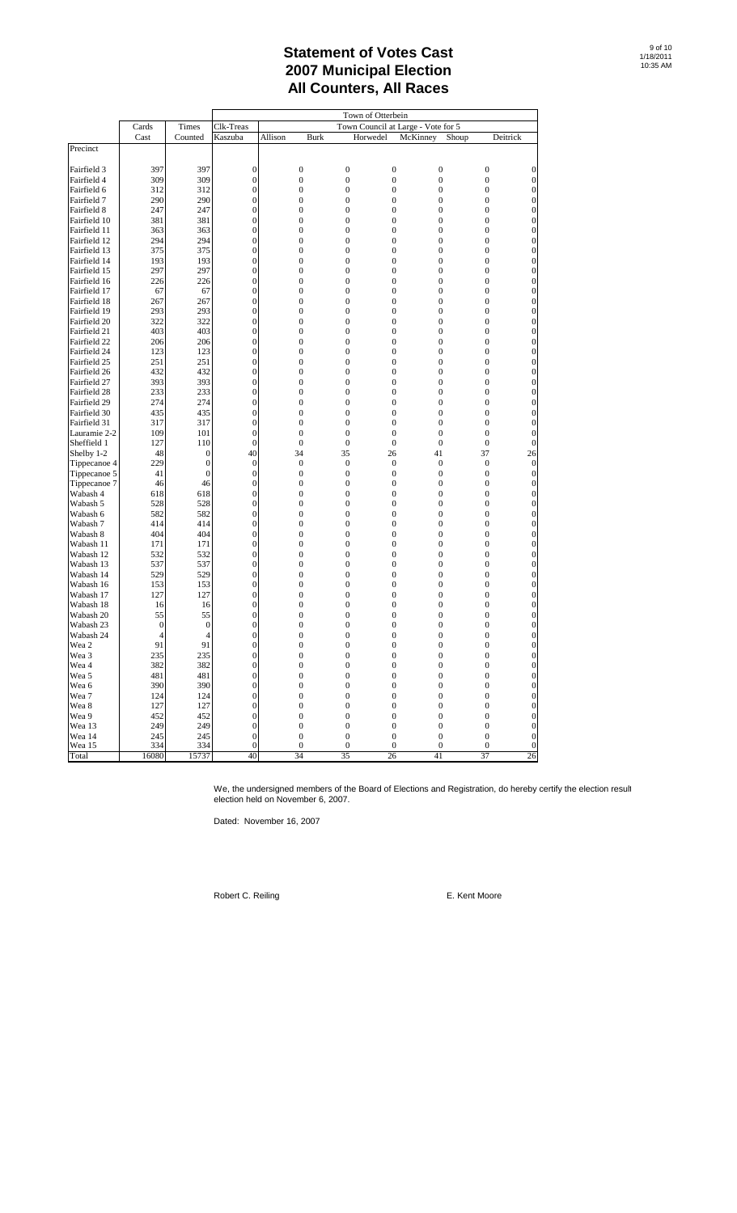# Statement of Votes Cast
# 2007 Municipal Election
# All Counters, All Races

| | Cards | Times | Town of Otterbein | | | | | | | |
|---|---|---|---|---|---|---|---|---|---|---|
| | | | Clk-Treas | Town Council at Large - Vote for 5 | | | | | | |
| | Cast | Counted | Kaszuba | Allison | Burk | Horwedel | McKinney | Shoup | Deitrick | |
| Precinct | | | | | | | | | | |
| Fairfield 3 | 397 | 397 | 0 | 0 | 0 | 0 | 0 | 0 | 0 | |
| Fairfield 4 | 309 | 309 | 0 | 0 | 0 | 0 | 0 | 0 | 0 | |
| Fairfield 6 | 312 | 312 | 0 | 0 | 0 | 0 | 0 | 0 | 0 | |
| Fairfield 7 | 290 | 290 | 0 | 0 | 0 | 0 | 0 | 0 | 0 | |
| Fairfield 8 | 247 | 247 | 0 | 0 | 0 | 0 | 0 | 0 | 0 | |
| Fairfield 10 | 381 | 381 | 0 | 0 | 0 | 0 | 0 | 0 | 0 | |
| Fairfield 11 | 363 | 363 | 0 | 0 | 0 | 0 | 0 | 0 | 0 | |
| Fairfield 12 | 294 | 294 | 0 | 0 | 0 | 0 | 0 | 0 | 0 | |
| Fairfield 13 | 375 | 375 | 0 | 0 | 0 | 0 | 0 | 0 | 0 | |
| Fairfield 14 | 193 | 193 | 0 | 0 | 0 | 0 | 0 | 0 | 0 | |
| Fairfield 15 | 297 | 297 | 0 | 0 | 0 | 0 | 0 | 0 | 0 | |
| Fairfield 16 | 226 | 226 | 0 | 0 | 0 | 0 | 0 | 0 | 0 | |
| Fairfield 17 | 67 | 67 | 0 | 0 | 0 | 0 | 0 | 0 | 0 | |
| Fairfield 18 | 267 | 267 | 0 | 0 | 0 | 0 | 0 | 0 | 0 | |
| Fairfield 19 | 293 | 293 | 0 | 0 | 0 | 0 | 0 | 0 | 0 | |
| Fairfield 20 | 322 | 322 | 0 | 0 | 0 | 0 | 0 | 0 | 0 | |
| Fairfield 21 | 403 | 403 | 0 | 0 | 0 | 0 | 0 | 0 | 0 | |
| Fairfield 22 | 206 | 206 | 0 | 0 | 0 | 0 | 0 | 0 | 0 | |
| Fairfield 24 | 123 | 123 | 0 | 0 | 0 | 0 | 0 | 0 | 0 | |
| Fairfield 25 | 251 | 251 | 0 | 0 | 0 | 0 | 0 | 0 | 0 | |
| Fairfield 26 | 432 | 432 | 0 | 0 | 0 | 0 | 0 | 0 | 0 | |
| Fairfield 27 | 393 | 393 | 0 | 0 | 0 | 0 | 0 | 0 | 0 | |
| Fairfield 28 | 233 | 233 | 0 | 0 | 0 | 0 | 0 | 0 | 0 | |
| Fairfield 29 | 274 | 274 | 0 | 0 | 0 | 0 | 0 | 0 | 0 | |
| Fairfield 30 | 435 | 435 | 0 | 0 | 0 | 0 | 0 | 0 | 0 | |
| Fairfield 31 | 317 | 317 | 0 | 0 | 0 | 0 | 0 | 0 | 0 | |
| Lauramie 2-2 | 109 | 101 | 0 | 0 | 0 | 0 | 0 | 0 | 0 | |
| Sheffield 1 | 127 | 110 | 0 | 0 | 0 | 0 | 0 | 0 | 0 | |
| Shelby 1-2 | 48 | 0 | 40 | 34 | 35 | 26 | 41 | 37 | 26 | |
| Tippecanoe 4 | 229 | 0 | 0 | 0 | 0 | 0 | 0 | 0 | 0 | |
| Tippecanoe 5 | 41 | 0 | 0 | 0 | 0 | 0 | 0 | 0 | 0 | |
| Tippecanoe 7 | 46 | 46 | 0 | 0 | 0 | 0 | 0 | 0 | 0 | |
| Wabash 4 | 618 | 618 | 0 | 0 | 0 | 0 | 0 | 0 | 0 | |
| Wabash 5 | 528 | 528 | 0 | 0 | 0 | 0 | 0 | 0 | 0 | |
| Wabash 6 | 582 | 582 | 0 | 0 | 0 | 0 | 0 | 0 | 0 | |
| Wabash 7 | 414 | 414 | 0 | 0 | 0 | 0 | 0 | 0 | 0 | |
| Wabash 8 | 404 | 404 | 0 | 0 | 0 | 0 | 0 | 0 | 0 | |
| Wabash 11 | 171 | 171 | 0 | 0 | 0 | 0 | 0 | 0 | 0 | |
| Wabash 12 | 532 | 532 | 0 | 0 | 0 | 0 | 0 | 0 | 0 | |
| Wabash 13 | 537 | 537 | 0 | 0 | 0 | 0 | 0 | 0 | 0 | |
| Wabash 14 | 529 | 529 | 0 | 0 | 0 | 0 | 0 | 0 | 0 | |
| Wabash 16 | 153 | 153 | 0 | 0 | 0 | 0 | 0 | 0 | 0 | |
| Wabash 17 | 127 | 127 | 0 | 0 | 0 | 0 | 0 | 0 | 0 | |
| Wabash 18 | 16 | 16 | 0 | 0 | 0 | 0 | 0 | 0 | 0 | |
| Wabash 20 | 55 | 55 | 0 | 0 | 0 | 0 | 0 | 0 | 0 | |
| Wabash 23 | 0 | 0 | 0 | 0 | 0 | 0 | 0 | 0 | 0 | |
| Wabash 24 | 4 | 4 | 0 | 0 | 0 | 0 | 0 | 0 | 0 | |
| Wea 2 | 91 | 91 | 0 | 0 | 0 | 0 | 0 | 0 | 0 | |
| Wea 3 | 235 | 235 | 0 | 0 | 0 | 0 | 0 | 0 | 0 | |
| Wea 4 | 382 | 382 | 0 | 0 | 0 | 0 | 0 | 0 | 0 | |
| Wea 5 | 481 | 481 | 0 | 0 | 0 | 0 | 0 | 0 | 0 | |
| Wea 6 | 390 | 390 | 0 | 0 | 0 | 0 | 0 | 0 | 0 | |
| Wea 7 | 124 | 124 | 0 | 0 | 0 | 0 | 0 | 0 | 0 | |
| Wea 8 | 127 | 127 | 0 | 0 | 0 | 0 | 0 | 0 | 0 | |
| Wea 9 | 452 | 452 | 0 | 0 | 0 | 0 | 0 | 0 | 0 | |
| Wea 13 | 249 | 249 | 0 | 0 | 0 | 0 | 0 | 0 | 0 | |
| Wea 14 | 245 | 245 | 0 | 0 | 0 | 0 | 0 | 0 | 0 | |
| Wea 15 | 334 | 334 | 0 | 0 | 0 | 0 | 0 | 0 | 0 | |
| Total | 16080 | 15737 | 40 | 34 | 35 | 26 | 41 | 37 | 26 | |

We, the undersigned members of the Board of Elections and Registration, do hereby certify the election resul election held on November 6, 2007.

Dated: November 16, 2007

Robert C. Reiling                E. Kent Moore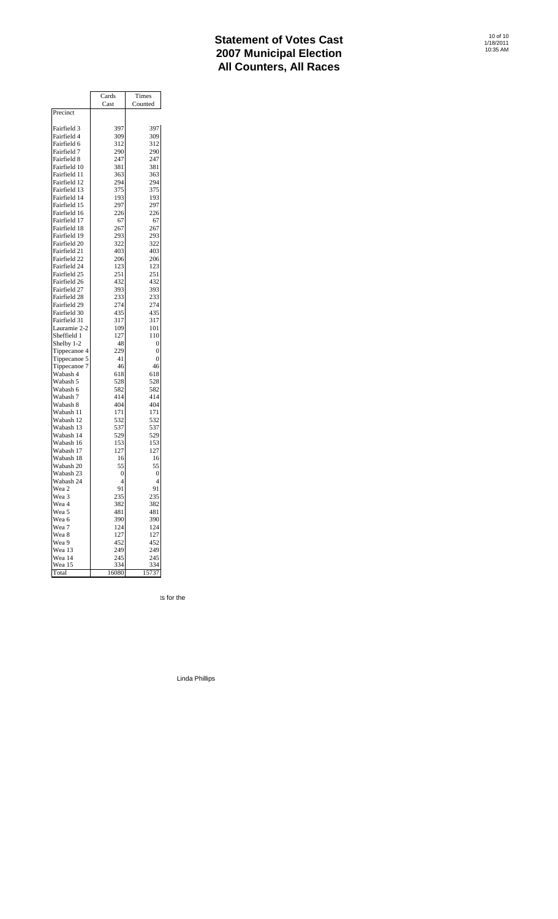# Statement of Votes Cast
# 2007 Municipal Election
# All Counters, All Races

| | Cards Cast | Times Counted |
|---|---|---|
| Precinct | | |
| Fairfield 3 | 397 | 397 |
| Fairfield 4 | 309 | 309 |
| Fairfield 6 | 312 | 312 |
| Fairfield 7 | 290 | 290 |
| Fairfield 8 | 247 | 247 |
| Fairfield 10 | 381 | 381 |
| Fairfield 11 | 363 | 363 |
| Fairfield 12 | 294 | 294 |
| Fairfield 13 | 375 | 375 |
| Fairfield 14 | 193 | 193 |
| Fairfield 15 | 297 | 297 |
| Fairfield 16 | 226 | 226 |
| Fairfield 17 | 67 | 67 |
| Fairfield 18 | 267 | 267 |
| Fairfield 19 | 293 | 293 |
| Fairfield 20 | 322 | 322 |
| Fairfield 21 | 403 | 403 |
| Fairfield 22 | 206 | 206 |
| Fairfield 24 | 123 | 123 |
| Fairfield 25 | 251 | 251 |
| Fairfield 26 | 432 | 432 |
| Fairfield 27 | 393 | 393 |
| Fairfield 28 | 233 | 233 |
| Fairfield 29 | 274 | 274 |
| Fairfield 30 | 435 | 435 |
| Fairfield 31 | 317 | 317 |
| Lauramie 2-2 | 109 | 101 |
| Sheffield 1 | 127 | 110 |
| Shelby 1-2 | 48 | 0 |
| Tippecanoe 4 | 229 | 0 |
| Tippecanoe 5 | 41 | 0 |
| Tippecanoe 7 | 46 | 46 |
| Wabash 4 | 618 | 618 |
| Wabash 5 | 528 | 528 |
| Wabash 6 | 582 | 582 |
| Wabash 7 | 414 | 414 |
| Wabash 8 | 404 | 404 |
| Wabash 11 | 171 | 171 |
| Wabash 12 | 532 | 532 |
| Wabash 13 | 537 | 537 |
| Wabash 14 | 529 | 529 |
| Wabash 16 | 153 | 153 |
| Wabash 17 | 127 | 127 |
| Wabash 18 | 16 | 16 |
| Wabash 20 | 55 | 55 |
| Wabash 23 | 0 | 0 |
| Wabash 24 | 4 | 4 |
| Wea 2 | 91 | 91 |
| Wea 3 | 235 | 235 |
| Wea 4 | 382 | 382 |
| Wea 5 | 481 | 481 |
| Wea 6 | 390 | 390 |
| Wea 7 | 124 | 124 |
| Wea 8 | 127 | 127 |
| Wea 9 | 452 | 452 |
| Wea 13 | 249 | 249 |
| Wea 14 | 245 | 245 |
| Wea 15 | 334 | 334 |
| Total | 16080 | 15737 |

ts for the

Linda Phillips